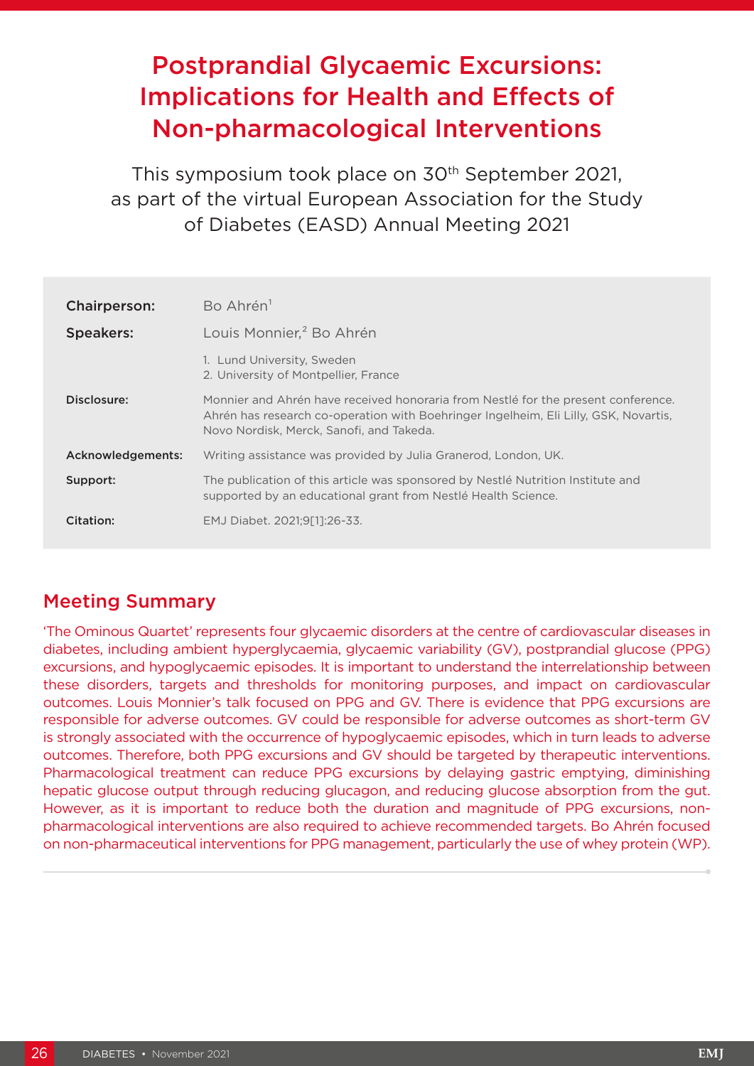# Postprandial Glycaemic Excursions: Implications for Health and Effects of Non-pharmacological Interventions

This symposium took place on 30th September 2021, as part of the virtual European Association for the Study of Diabetes (EASD) Annual Meeting 2021

| | |
|---|---|
| **Chairperson:** | Bo Ahrén[1] |
| **Speakers:** | Louis Monnier,[2] Bo Ahrén |
| | 1. Lund University, Sweden<br>2. University of Montpellier, France |
| **Disclosure:** | Monnier and Ahrén have received honoraria from Nestlé for the present conference. Ahrén has research co-operation with Boehringer Ingelheim, Eli Lilly, GSK, Novartis, Novo Nordisk, Merck, Sanofi, and Takeda. |
| **Acknowledgements:** | Writing assistance was provided by Julia Granerod, London, UK. |
| **Support:** | The publication of this article was sponsored by Nestlé Nutrition Institute and supported by an educational grant from Nestlé Health Science. |
| **Citation:** | EMJ Diabet. 2021;9[1]:26-33. |

## Meeting Summary

'The Ominous Quartet' represents four glycaemic disorders at the centre of cardiovascular diseases in diabetes, including ambient hyperglycaemia, glycaemic variability (GV), postprandial glucose (PPG) excursions, and hypoglycaemic episodes. It is important to understand the interrelationship between these disorders, targets and thresholds for monitoring purposes, and impact on cardiovascular outcomes. Louis Monnier's talk focused on PPG and GV. There is evidence that PPG excursions are responsible for adverse outcomes. GV could be responsible for adverse outcomes as short-term GV is strongly associated with the occurrence of hypoglycaemic episodes, which in turn leads to adverse outcomes. Therefore, both PPG excursions and GV should be targeted by therapeutic interventions. Pharmacological treatment can reduce PPG excursions by delaying gastric emptying, diminishing hepatic glucose output through reducing glucagon, and reducing glucose absorption from the gut. However, as it is important to reduce both the duration and magnitude of PPG excursions, non-pharmacological interventions are also required to achieve recommended targets. Bo Ahrén focused on non-pharmaceutical interventions for PPG management, particularly the use of whey protein (WP).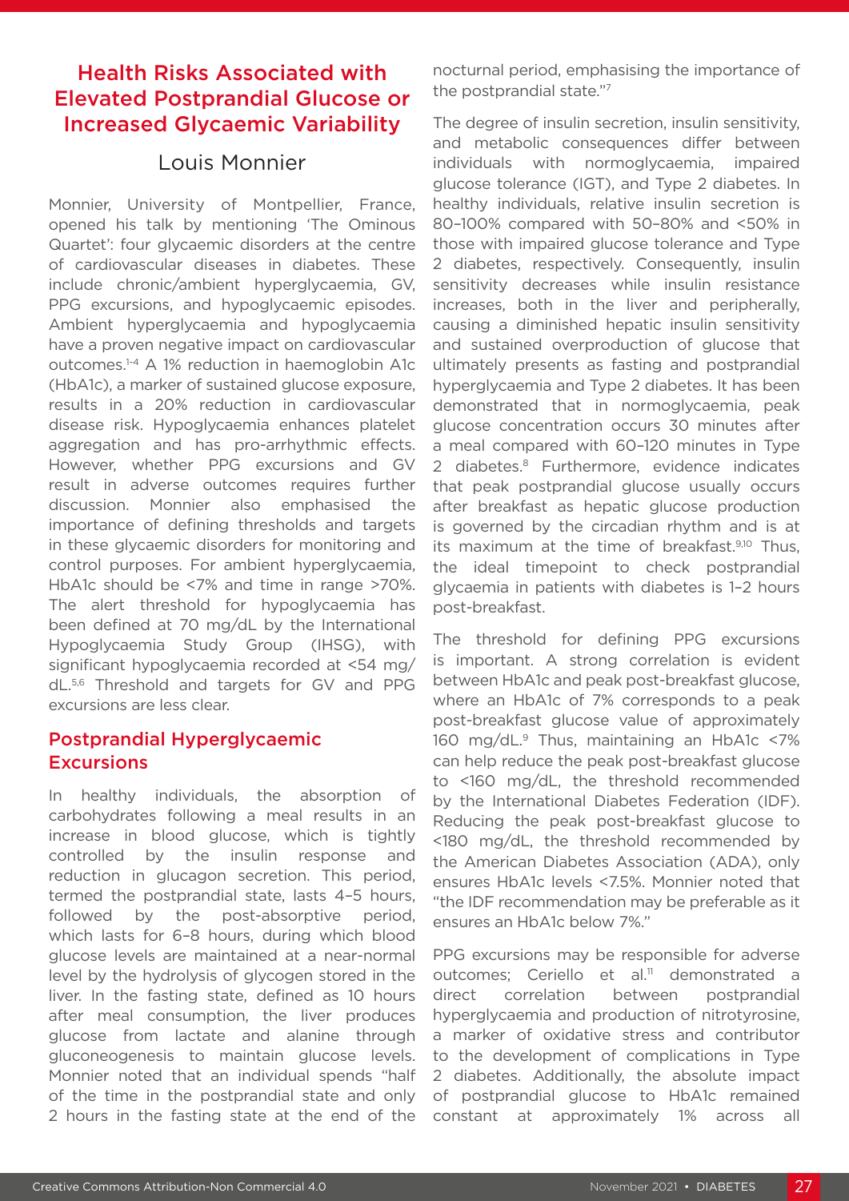## Health Risks Associated with Elevated Postprandial Glucose or Increased Glycaemic Variability

### Louis Monnier

Monnier, University of Montpellier, France, opened his talk by mentioning 'The Ominous Quartet': four glycaemic disorders at the centre of cardiovascular diseases in diabetes. These include chronic/ambient hyperglycaemia, GV, PPG excursions, and hypoglycaemic episodes. Ambient hyperglycaemia and hypoglycaemia have a proven negative impact on cardiovascular outcomes.[1-4] A 1% reduction in hemoglobin A1c (HbA1c), a marker of sustained glucose exposure, results in a 20% reduction in cardiovascular disease risk. Hypoglycaemia enhances platelet aggregation and has pro-arrhythmic effects. However, whether PPG excursions and GV result in adverse outcomes requires further discussion. Monnier also emphasised the importance of defining thresholds and targets in these glycaemic disorders for monitoring and control purposes. For ambient hyperglycaemia, HbA1c should be <7% and time in range >70%. The alert threshold for hypoglycaemia has been defined at 70 mg/dL by the International Hypoglycaemia Study Group (IHSG), with significant hypoglycaemia recorded at <54 mg/dL.[5,6] Threshold and targets for GV and PPG excursions are less clear.

### Postprandial Hyperglycaemic Excursions

In healthy individuals, the absorption of carbohydrates following a meal results in an increase in blood glucose, which is tightly controlled by the insulin response and reduction in glucagon secretion. This period, termed the postprandial state, lasts 4–5 hours, followed by the post-absorptive period, which lasts for 6–8 hours, during which blood glucose levels are maintained at a near-normal level by the hydrolysis of glycogen stored in the liver. In the fasting state, defined as 10 hours after meal consumption, the liver produces glucose from lactate and alanine through gluconeogenesis to maintain glucose levels. Monnier noted that an individual spends "half of the time in the postprandial state and only 2 hours in the fasting state at the end of the nocturnal period, emphasising the importance of the postprandial state."[7]

The degree of insulin secretion, insulin sensitivity, and metabolic consequences differ between individuals with normoglycaemia, impaired glucose tolerance (IGT), and Type 2 diabetes. In healthy individuals, relative insulin secretion is 80–100% compared with 50–80% and <50% in those with impaired glucose tolerance and Type 2 diabetes, respectively. Consequently, insulin sensitivity decreases while insulin resistance increases, both in the liver and peripherally, causing a diminished hepatic insulin sensitivity and sustained overproduction of glucose that ultimately presents as fasting and postprandial hyperglycaemia and Type 2 diabetes. It has been demonstrated that in normoglycaemia, peak glucose concentration occurs 30 minutes after a meal compared with 60–120 minutes in Type 2 diabetes.[8] Furthermore, evidence indicates that peak postprandial glucose usually occurs after breakfast as hepatic glucose production is governed by the circadian rhythm and is at its maximum at the time of breakfast.[9,10] Thus, the ideal timepoint to check postprandial glycaemia in patients with diabetes is 1–2 hours post-breakfast.

The threshold for defining PPG excursions is important. A strong correlation is evident between HbA1c and peak post-breakfast glucose, where an HbA1c of 7% corresponds to a peak post-breakfast glucose value of approximately 160 mg/dL.[9] Thus, maintaining an HbA1c <7% can help reduce the peak post-breakfast glucose to <160 mg/dL, the threshold recommended by the International Diabetes Federation (IDF). Reducing the peak post-breakfast glucose to <180 mg/dL, the threshold recommended by the American Diabetes Association (ADA), only ensures HbA1c levels <7.5%. Monnier noted that "the IDF recommendation may be preferable as it ensures an HbA1c below 7%."

PPG excursions may be responsible for adverse outcomes; Ceriello et al.[11] demonstrated a direct correlation between postprandial hyperglycaemia and production of nitrotyrosine, a marker of oxidative stress and contributor to the development of complications in Type 2 diabetes. Additionally, the absolute impact of postprandial glucose to HbA1c remained constant at approximately 1% across all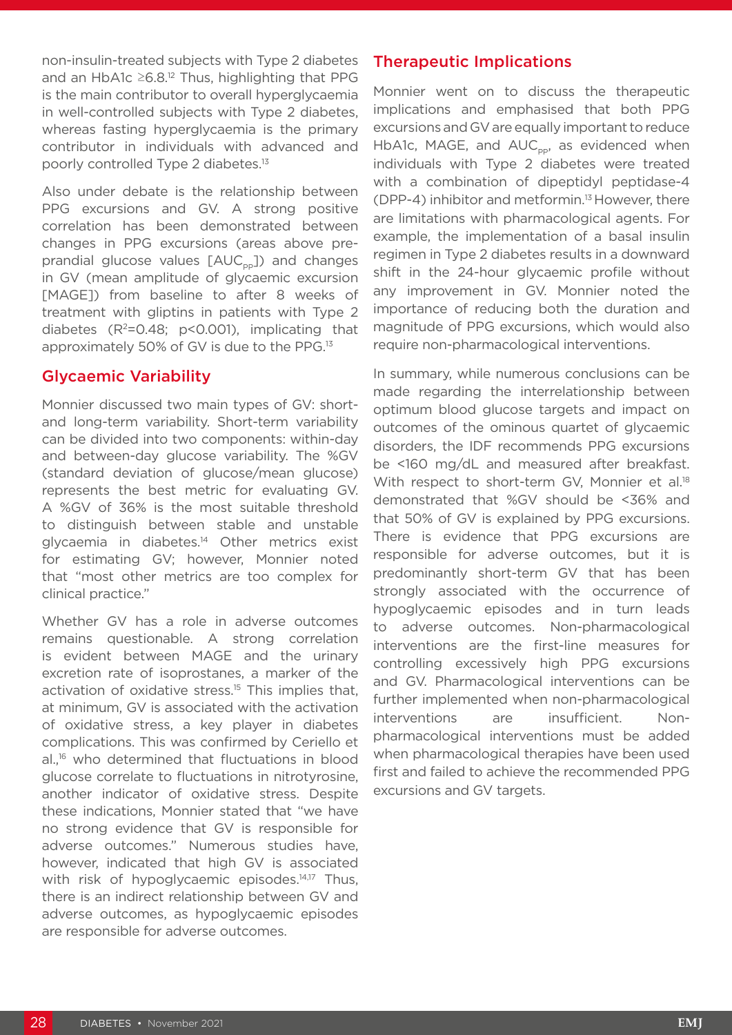non-insulin-treated subjects with Type 2 diabetes and an HbA1c ≥6.8.[12] Thus, highlighting that PPG is the main contributor to overall hyperglycaemia in well-controlled subjects with Type 2 diabetes, whereas fasting hyperglycaemia is the primary contributor in individuals with advanced and poorly controlled Type 2 diabetes.[13]

Also under debate is the relationship between PPG excursions and GV. A strong positive correlation has been demonstrated between changes in PPG excursions (areas above pre-prandial glucose values [$AUC_{PP}$]) and changes in GV (mean amplitude of glycaemic excursion [MAGE]) from baseline to after 8 weeks of treatment with gliptins in patients with Type 2 diabetes ($R^2$=0.48; $p$<0.001), implicating that approximately 50% of GV is due to the PPG.[13]

## Glycaemic Variability

Monnier discussed two main types of GV: short- and long-term variability. Short-term variability can be divided into two components: within-day and between-day glucose variability. The %GV (standard deviation of glucose/mean glucose) represents the best metric for evaluating GV. A %GV of 36% is the most suitable threshold to distinguish between stable and unstable glycaemia in diabetes.[14] Other metrics exist for estimating GV; however, Monnier noted that "most other metrics are too complex for clinical practice."

Whether GV has a role in adverse outcomes remains questionable. A strong correlation is evident between MAGE and the urinary excretion rate of isoprostanes, a marker of the activation of oxidative stress.[15] This implies that, at minimum, GV is associated with the activation of oxidative stress, a key player in diabetes complications. This was confirmed by Ceriello et al.,[16] who determined that fluctuations in blood glucose correlate to fluctuations in nitrotyrosine, another indicator of oxidative stress. Despite these indications, Monnier stated that "we have no strong evidence that GV is responsible for adverse outcomes." Numerous studies have, however, indicated that high GV is associated with risk of hypoglycaemic episodes.[14,17] Thus, there is an indirect relationship between GV and adverse outcomes, as hypoglycaemic episodes are responsible for adverse outcomes.

## Therapeutic Implications

Monnier went on to discuss the therapeutic implications and emphasised that both PPG excursions and GV are equally important to reduce HbA1c, MAGE, and $AUC_{PP}$, as evidenced when individuals with Type 2 diabetes were treated with a combination of dipeptidyl peptidase-4 (DPP-4) inhibitor and metformin.[13] However, there are limitations with pharmacological agents. For example, the implementation of a basal insulin regimen in Type 2 diabetes results in a downward shift in the 24-hour glycaemic profile without any improvement in GV. Monnier noted the importance of reducing both the duration and magnitude of PPG excursions, which would also require non-pharmacological interventions.

In summary, while numerous conclusions can be made regarding the interrelationship between optimum blood glucose targets and impact on outcomes of the ominous quartet of glycaemic disorders, the IDF recommends PPG excursions be <160 mg/dL and measured after breakfast. With respect to short-term GV, Monnier et al.[18] demonstrated that %GV should be <36% and that 50% of GV is explained by PPG excursions. There is evidence that PPG excursions are responsible for adverse outcomes, but it is predominantly short-term GV that has been strongly associated with the occurrence of hypoglycaemic episodes and in turn leads to adverse outcomes. Non-pharmacological interventions are the first-line measures for controlling excessively high PPG excursions and GV. Pharmacological interventions can be further implemented when non-pharmacological interventions are insufficient. Non-pharmacological interventions must be added when pharmacological therapies have been used first and failed to achieve the recommended PPG excursions and GV targets.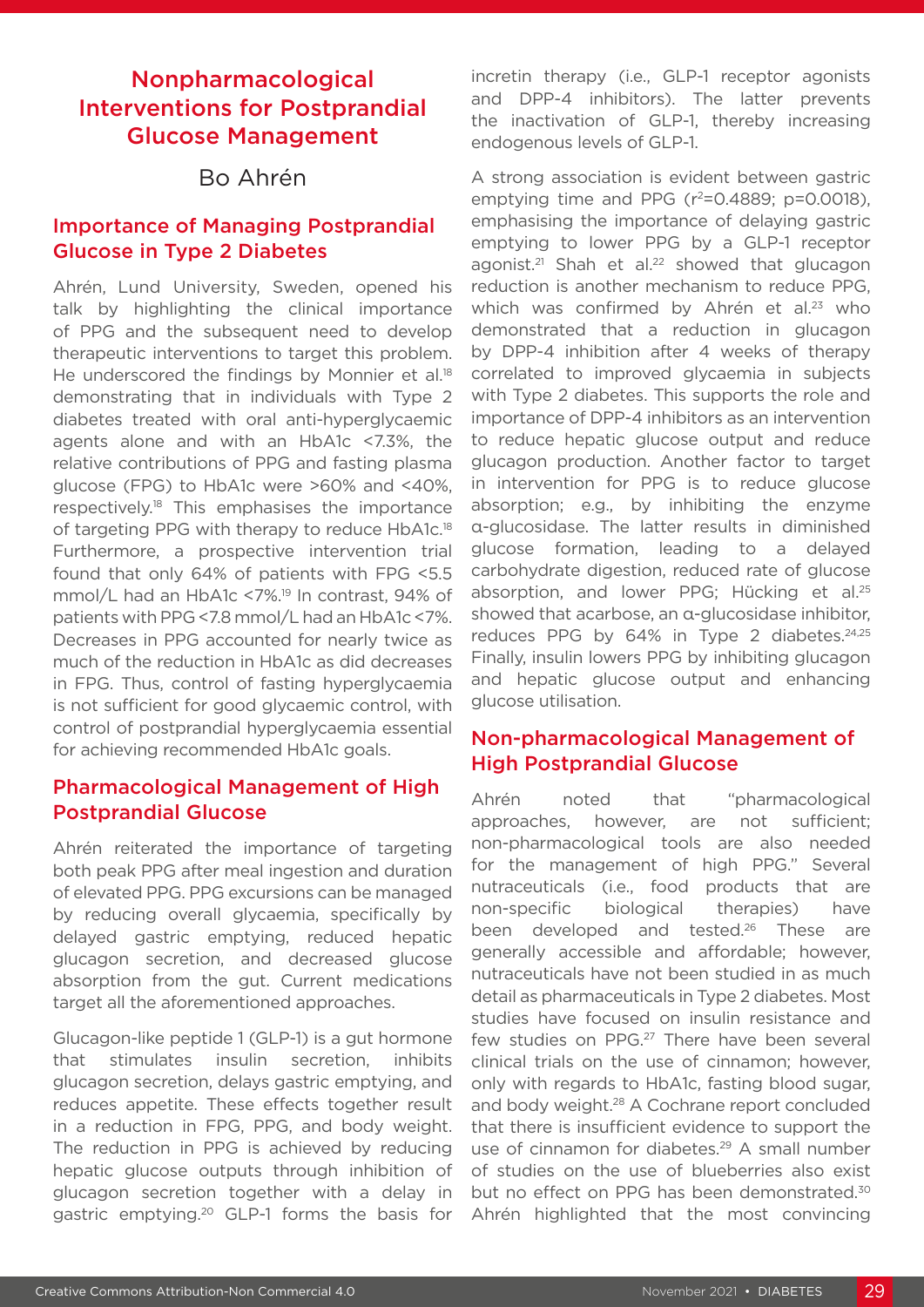# Nonpharmacological Interventions for Postprandial Glucose Management

Bo Ahrén

## Importance of Managing Postprandial Glucose in Type 2 Diabetes

Ahrén, Lund University, Sweden, opened his talk by highlighting the clinical importance of PPG and the subsequent need to develop therapeutic interventions to target this problem. He underscored the findings by Monnier et al.[18] demonstrating that in individuals with Type 2 diabetes treated with oral anti-hyperglycaemic agents alone and with an HbA1c <7.3%, the relative contributions of PPG and fasting plasma glucose (FPG) to HbA1c were >60% and <40%, respectively.[18] This emphasises the importance of targeting PPG with therapy to reduce HbA1c.[18] Furthermore, a prospective intervention trial found that only 64% of patients with FPG <5.5 mmol/L had an HbA1c <7%.[19] In contrast, 94% of patients with PPG <7.8 mmol/L had an HbA1c <7%. Decreases in PPG accounted for nearly twice as much of the reduction in HbA1c as did decreases in FPG. Thus, control of fasting hyperglycaemia is not sufficient for good glycaemic control, with control of postprandial hyperglycaemia essential for achieving recommended HbA1c goals.

## Pharmacological Management of High Postprandial Glucose

Ahrén reiterated the importance of targeting both peak PPG after meal ingestion and duration of elevated PPG. PPG excursions can be managed by reducing overall glycaemia, specifically by delayed gastric emptying, reduced hepatic glucagon secretion, and decreased glucose absorption from the gut. Current medications target all the aforementioned approaches.

Glucagon-like peptide 1 (GLP-1) is a gut hormone that stimulates insulin secretion, inhibits glucagon secretion, delays gastric emptying, and reduces appetite. These effects together result in a reduction in FPG, PPG, and body weight. The reduction in PPG is achieved by reducing hepatic glucose outputs through inhibition of glucagon secretion together with a delay in gastric emptying.[20] GLP-1 forms the basis for incretin therapy (i.e., GLP-1 receptor agonists and DPP-4 inhibitors). The latter prevents the inactivation of GLP-1, thereby increasing endogenous levels of GLP-1.

A strong association is evident between gastric emptying time and PPG ($r^2=0.4889$; $p=0.0018$), emphasising the importance of delaying gastric emptying to lower PPG by a GLP-1 receptor agonist.[21] Shah et al.[22] showed that glucagon reduction is another mechanism to reduce PPG, which was confirmed by Ahrén et al.[23] who demonstrated that a reduction in glucagon by DPP-4 inhibition after 4 weeks of therapy correlated to improved glycaemia in subjects with Type 2 diabetes. This supports the role and importance of DPP-4 inhibitors as an intervention to reduce hepatic glucose output and reduce glucagon production. Another factor to target in intervention for PPG is to reduce glucose absorption; e.g., by inhibiting the enzyme α-glucosidase. The latter results in diminished glucose formation, leading to a delayed carbohydrate digestion, reduced rate of glucose absorption, and lower PPG; Hücking et al.[25] showed that acarbose, an α-glucosidase inhibitor, reduces PPG by 64% in Type 2 diabetes.[24,25] Finally, insulin lowers PPG by inhibiting glucagon and hepatic glucose output and enhancing glucose utilisation.

## Non-pharmacological Management of High Postprandial Glucose

Ahrén noted that "pharmacological approaches, however, are not sufficient; non-pharmacological tools are also needed for the management of high PPG." Several nutraceuticals (i.e., food products that are non-specific biological therapies) have been developed and tested.[26] These are generally accessible and affordable; however, nutraceuticals have not been studied in as much detail as pharmaceuticals in Type 2 diabetes. Most studies have focused on insulin resistance and few studies on PPG.[27] There have been several clinical trials on the use of cinnamon; however, only with regards to HbA1c, fasting blood sugar, and body weight.[28] A Cochrane report concluded that there is insufficient evidence to support the use of cinnamon for diabetes.[29] A small number of studies on the use of blueberries also exist but no effect on PPG has been demonstrated.[30] Ahrén highlighted that the most convincing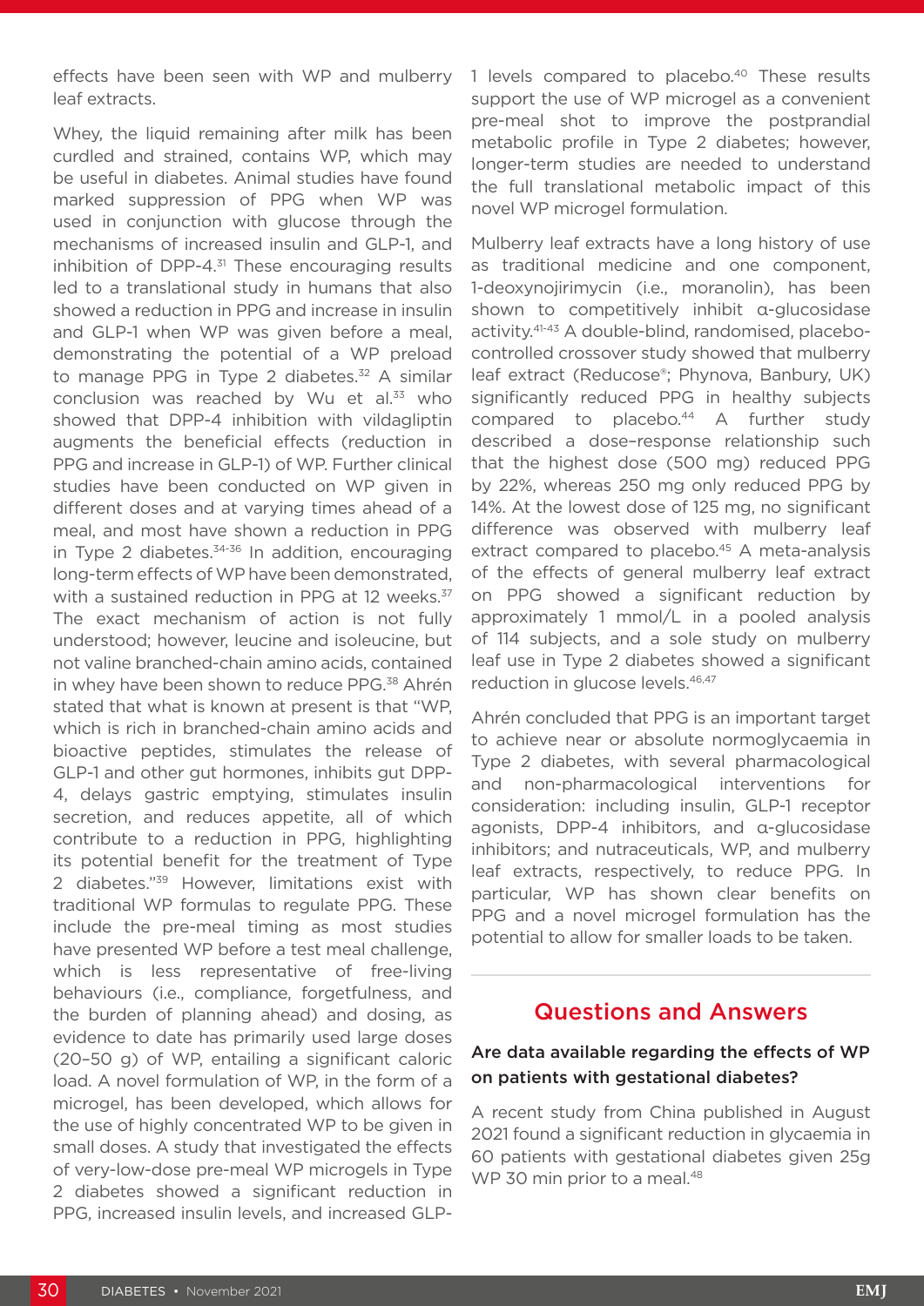effects have been seen with WP and mulberry leaf extracts.

Whey, the liquid remaining after milk has been curdled and strained, contains WP, which may be useful in diabetes. Animal studies have found marked suppression of PPG when WP was used in conjunction with glucose through the mechanisms of increased insulin and GLP-1, and inhibition of DPP-4.[31] These encouraging results led to a translational study in humans that also showed a reduction in PPG and increase in insulin and GLP-1 when WP was given before a meal, demonstrating the potential of a WP preload to manage PPG in Type 2 diabetes.[32] A similar conclusion was reached by Wu et al.[33] who showed that DPP-4 inhibition with vildagliptin augments the beneficial effects (reduction in PPG and increase in GLP-1) of WP. Further clinical studies have been conducted on WP given in different doses and at varying times ahead of a meal, and most have shown a reduction in PPG in Type 2 diabetes.[34-36] In addition, encouraging long-term effects of WP have been demonstrated, with a sustained reduction in PPG at 12 weeks.[37] The exact mechanism of action is not fully understood; however, leucine and isoleucine, but not valine branched-chain amino acids, contained in whey have been shown to reduce PPG.[38] Ahrén stated that what is known at present is that "WP, which is rich in branched-chain amino acids and bioactive peptides, stimulates the release of GLP-1 and other gut hormones, inhibits gut DPP-4, delays gastric emptying, stimulates insulin secretion, and reduces appetite, all of which contribute to a reduction in PPG, highlighting its potential benefit for the treatment of Type 2 diabetes."[39] However, limitations exist with traditional WP formulas to regulate PPG. These include the pre-meal timing as most studies have presented WP before a test meal challenge, which is less representative of free-living behaviours (i.e., compliance, forgetfulness, and the burden of planning ahead) and dosing, as evidence to date has primarily used large doses (20–50 g) of WP, entailing a significant caloric load. A novel formulation of WP, in the form of a microgel, has been developed, which allows for the use of highly concentrated WP to be given in small doses. A study that investigated the effects of very-low-dose pre-meal WP microgels in Type 2 diabetes showed a significant reduction in PPG, increased insulin levels, and increased GLP-1 levels compared to placebo.[40] These results support the use of WP microgel as a convenient pre-meal shot to improve the postprandial metabolic profile in Type 2 diabetes; however, longer-term studies are needed to understand the full translational metabolic impact of this novel WP microgel formulation.

Mulberry leaf extracts have a long history of use as traditional medicine and one component, 1-deoxynojirimycin (i.e., moranolin), has been shown to competitively inhibit α-glucosidase activity.[41-43] A double-blind, randomised, placebo-controlled crossover study showed that mulberry leaf extract (Reducose®; Phynova, Banbury, UK) significantly reduced PPG in healthy subjects compared to placebo.[44] A further study described a dose–response relationship such that the highest dose (500 mg) reduced PPG by 22%, whereas 250 mg only reduced PPG by 14%. At the lowest dose of 125 mg, no significant difference was observed with mulberry leaf extract compared to placebo.[45] A meta-analysis of the effects of general mulberry leaf extract on PPG showed a significant reduction by approximately 1 mmol/L in a pooled analysis of 114 subjects, and a sole study on mulberry leaf use in Type 2 diabetes showed a significant reduction in glucose levels.[46,47]

Ahrén concluded that PPG is an important target to achieve near or absolute normoglycaemia in Type 2 diabetes, with several pharmacological and non-pharmacological interventions for consideration: including insulin, GLP-1 receptor agonists, DPP-4 inhibitors, and α-glucosidase inhibitors; and nutraceuticals, WP, and mulberry leaf extracts, respectively, to reduce PPG. In particular, WP has shown clear benefits on PPG and a novel microgel formulation has the potential to allow for smaller loads to be taken.

## Questions and Answers

### Are data available regarding the effects of WP on patients with gestational diabetes?

A recent study from China published in August 2021 found a significant reduction in glycaemia in 60 patients with gestational diabetes given 25g WP 30 min prior to a meal.[48]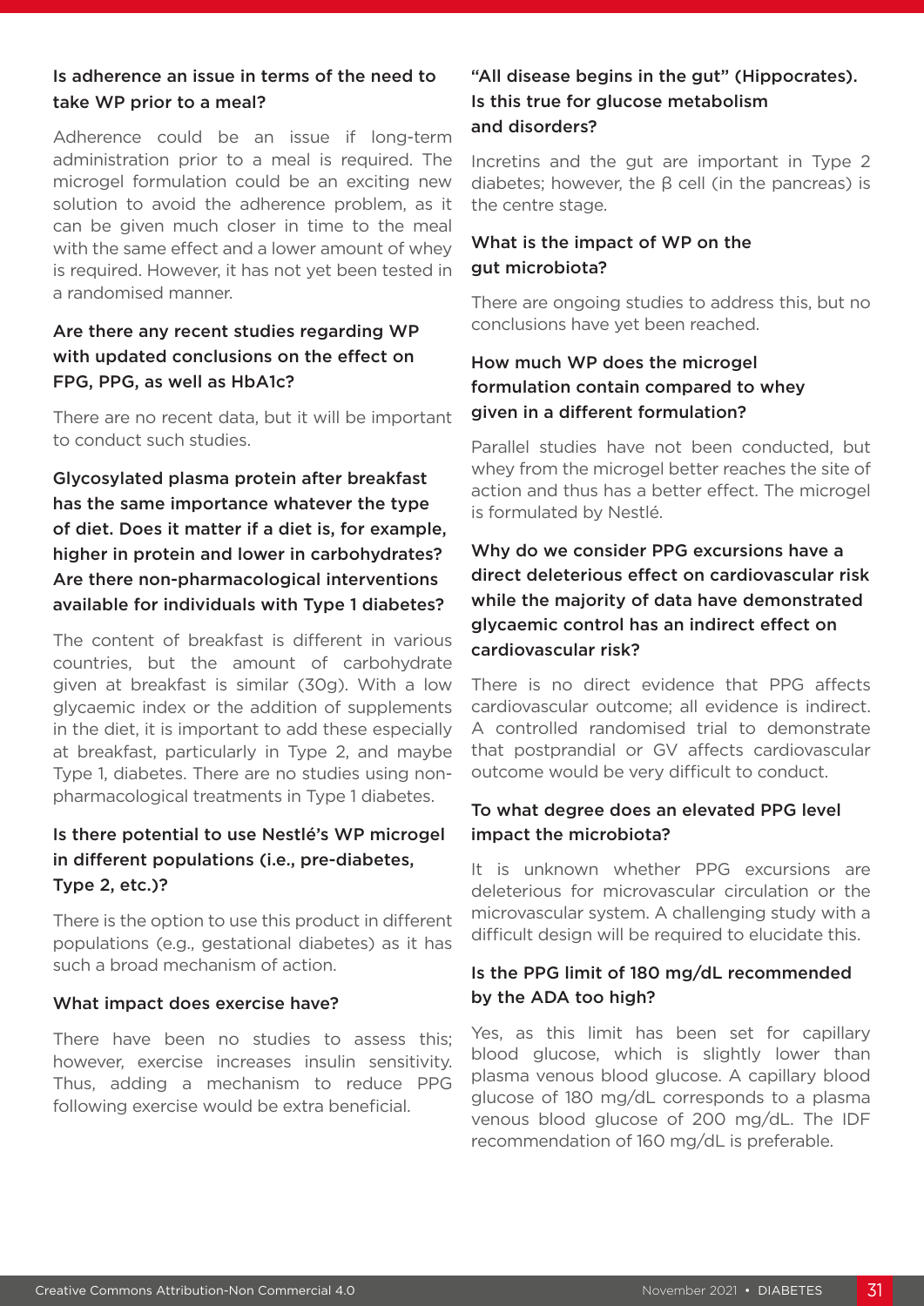### Is adherence an issue in terms of the need to take WP prior to a meal?

Adherence could be an issue if long-term administration prior to a meal is required. The microgel formulation could be an exciting new solution to avoid the adherence problem, as it can be given much closer in time to the meal with the same effect and a lower amount of whey is required. However, it has not yet been tested in a randomised manner.

### Are there any recent studies regarding WP with updated conclusions on the effect on FPG, PPG, as well as HbA1c?

There are no recent data, but it will be important to conduct such studies.

### Glycosylated plasma protein after breakfast has the same importance whatever the type of diet. Does it matter if a diet is, for example, higher in protein and lower in carbohydrates? Are there non-pharmacological interventions available for individuals with Type 1 diabetes?

The content of breakfast is different in various countries, but the amount of carbohydrate given at breakfast is similar (30g). With a low glycaemic index or the addition of supplements in the diet, it is important to add these especially at breakfast, particularly in Type 2, and maybe Type 1, diabetes. There are no studies using non-pharmacological treatments in Type 1 diabetes.

### Is there potential to use Nestlé's WP microgel in different populations (i.e., pre-diabetes, Type 2, etc.)?

There is the option to use this product in different populations (e.g., gestational diabetes) as it has such a broad mechanism of action.

### What impact does exercise have?

There have been no studies to assess this; however, exercise increases insulin sensitivity. Thus, adding a mechanism to reduce PPG following exercise would be extra beneficial.

### "All disease begins in the gut" (Hippocrates). Is this true for glucose metabolism and disorders?

Incretins and the gut are important in Type 2 diabetes; however, the β cell (in the pancreas) is the centre stage.

### What is the impact of WP on the gut microbiota?

There are ongoing studies to address this, but no conclusions have yet been reached.

### How much WP does the microgel formulation contain compared to whey given in a different formulation?

Parallel studies have not been conducted, but whey from the microgel better reaches the site of action and thus has a better effect. The microgel is formulated by Nestlé.

### Why do we consider PPG excursions have a direct deleterious effect on cardiovascular risk while the majority of data have demonstrated glycaemic control has an indirect effect on cardiovascular risk?

There is no direct evidence that PPG affects cardiovascular outcome; all evidence is indirect. A controlled randomised trial to demonstrate that postprandial or GV affects cardiovascular outcome would be very difficult to conduct.

### To what degree does an elevated PPG level impact the microbiota?

It is unknown whether PPG excursions are deleterious for microvascular circulation or the microvascular system. A challenging study with a difficult design will be required to elucidate this.

### Is the PPG limit of 180 mg/dL recommended by the ADA too high?

Yes, as this limit has been set for capillary blood glucose, which is slightly lower than plasma venous blood glucose. A capillary blood glucose of 180 mg/dL corresponds to a plasma venous blood glucose of 200 mg/dL. The IDF recommendation of 160 mg/dL is preferable.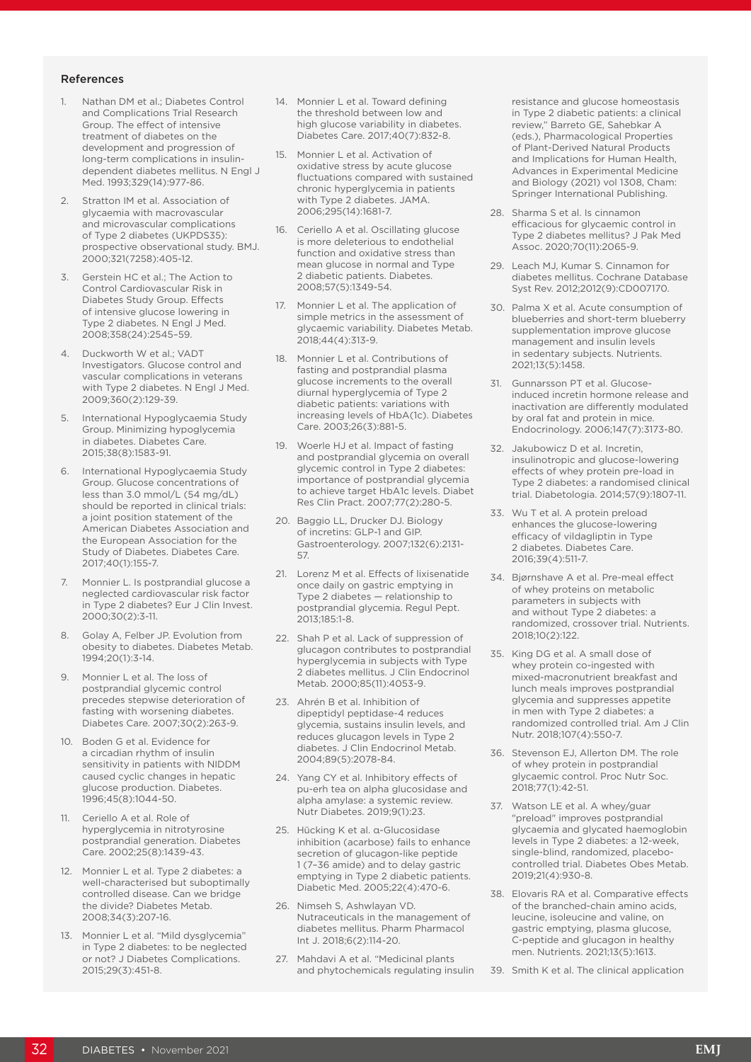## References

1. Nathan DM et al.; Diabetes Control and Complications Trial Research Group. The effect of intensive treatment of diabetes on the development and progression of long-term complications in insulin-dependent diabetes mellitus. N Engl J Med. 1993;329(14):977-86.
2. Stratton IM et al. Association of glycaemia with macrovascular and microvascular complications of Type 2 diabetes (UKPDS35): prospective observational study. BMJ. 2000;321(7258):405-12.
3. Gerstein HC et al.; The Action to Control Cardiovascular Risk in Diabetes Study Group. Effects of intensive glucose lowering in Type 2 diabetes. N Engl J Med. 2008;358(24):2545–59.
4. Duckworth W et al.; VADT Investigators. Glucose control and vascular complications in veterans with Type 2 diabetes. N Engl J Med. 2009;360(2):129-39.
5. International Hypoglycaemia Study Group. Minimizing hypoglycemia in diabetes. Diabetes Care. 2015;38(8):1583-91.
6. International Hypoglycaemia Study Group. Glucose concentrations of less than 3.0 mmol/L (54 mg/dL) should be reported in clinical trials: a joint position statement of the American Diabetes Association and the European Association for the Study of Diabetes. Diabetes Care. 2017;40(1):155-7.
7. Monnier L. Is postprandial glucose a neglected cardiovascular risk factor in Type 2 diabetes? Eur J Clin Invest. 2000;30(2):3-11.
8. Golay A, Felber JP. Evolution from obesity to diabetes. Diabetes Metab. 1994;20(1):3-14.
9. Monnier L et al. The loss of postprandial glycemic control precedes stepwise deterioration of fasting with worsening diabetes. Diabetes Care. 2007;30(2):263-9.
10. Boden G et al. Evidence for a circadian rhythm of insulin sensitivity in patients with NIDDM caused cyclic changes in hepatic glucose production. Diabetes. 1996;45(8):1044-50.
11. Ceriello A et al. Role of hyperglycemia in nitrotyrosine postprandial generation. Diabetes Care. 2002;25(8):1439-43.
12. Monnier L et al. Type 2 diabetes: a well-characterised but suboptimally controlled disease. Can we bridge the divide? Diabetes Metab. 2008;34(3):207-16.
13. Monnier L et al. "Mild dysglycemia" in Type 2 diabetes: to be neglected or not? J Diabetes Complications. 2015;29(3):451-8.
14. Monnier L et al. Toward defining the threshold between low and high glucose variability in diabetes. Diabetes Care. 2017;40(7):832-8.
15. Monnier L et al. Activation of oxidative stress by acute glucose fluctuations compared with sustained chronic hyperglycemia in patients with Type 2 diabetes. JAMA. 2006;295(14):1681-7.
16. Ceriello A et al. Oscillating glucose is more deleterious to endothelial function and oxidative stress than mean glucose in normal and Type 2 diabetic patients. Diabetes. 2008;57(5):1349-54.
17. Monnier L et al. The application of simple metrics in the assessment of glycaemic variability. Diabetes Metab. 2018;44(4):313-9.
18. Monnier L et al. Contributions of fasting and postprandial plasma glucose increments to the overall diurnal hyperglycemia of Type 2 diabetic patients: variations with increasing levels of HbA(1c). Diabetes Care. 2003;26(3):881-5.
19. Woerle HJ et al. Impact of fasting and postprandial glycemia on overall glycemic control in Type 2 diabetes: importance of postprandial glycemia to achieve target HbA1c levels. Diabet Res Clin Pract. 2007;77(2):280-5.
20. Baggio LL, Drucker DJ. Biology of incretins: GLP-1 and GIP. Gastroenterology. 2007;132(6):2131-57.
21. Lorenz M et al. Effects of lixisenatide once daily on gastric emptying in Type 2 diabetes — relationship to postprandial glycemia. Regul Pept. 2013;185:1-8.
22. Shah P et al. Lack of suppression of glucagon contributes to postprandial hyperglycemia in subjects with Type 2 diabetes mellitus. J Clin Endocrinol Metab. 2000;85(11):4053-9.
23. Ahrén B et al. Inhibition of dipeptidyl peptidase-4 reduces glycemia, sustains insulin levels, and reduces glucagon levels in Type 2 diabetes. J Clin Endocrinol Metab. 2004;89(5):2078-84.
24. Yang CY et al. Inhibitory effects of pu-erh tea on alpha glucosidase and alpha amylase: a systemic review. Nutr Diabetes. 2019;9(1):23.
25. Hücking K et al. α-Glucosidase inhibition (acarbose) fails to enhance secretion of glucagon-like peptide 1 (7–36 amide) and to delay gastric emptying in Type 2 diabetic patients. Diabetic Med. 2005;22(4):470-6.
26. Nimseh S, Ashwlayan VD. Nutraceuticals in the management of diabetes mellitus. Pharm Pharmacol Int J. 2018;6(2):114-20.
27. Mahdavi A et al. "Medicinal plants and phytochemicals regulating insulin resistance and glucose homeostasis in Type 2 diabetic patients: a clinical review," Barreto GE, Sahebkar A (eds.), Pharmacological Properties of Plant-Derived Natural Products and Implications for Human Health, Advances in Experimental Medicine and Biology (2021) vol 1308, Cham: Springer International Publishing.
28. Sharma S et al. Is cinnamon efficacious for glycaemic control in Type 2 diabetes mellitus? J Pak Med Assoc. 2020;70(11):2065-9.
29. Leach MJ, Kumar S. Cinnamon for diabetes mellitus. Cochrane Database Syst Rev. 2012;2012(9):CD007170.
30. Palma X et al. Acute consumption of blueberries and short-term blueberry supplementation improve glucose management and insulin levels in sedentary subjects. Nutrients. 2021;13(5):1458.
31. Gunnarsson PT et al. Glucose-induced incretin hormone release and inactivation are differently modulated by oral fat and protein in mice. Endocrinology. 2006;147(7):3173-80.
32. Jakubowicz D et al. Incretin, insulinotropic and glucose-lowering effects of whey protein pre-load in Type 2 diabetes: a randomised clinical trial. Diabetologia. 2014;57(9):1807-11.
33. Wu T et al. A protein preload enhances the glucose-lowering efficacy of vildagliptin in Type 2 diabetes. Diabetes Care. 2016;39(4):511-7.
34. Bjørnshave A et al. Pre-meal effect of whey proteins on metabolic parameters in subjects with and without Type 2 diabetes: a randomized, crossover trial. Nutrients. 2018;10(2):122.
35. King DG et al. A small dose of whey protein co-ingested with mixed-macronutrient breakfast and lunch meals improves postprandial glycemia and suppresses appetite in men with Type 2 diabetes: a randomized controlled trial. Am J Clin Nutr. 2018;107(4):550-7.
36. Stevenson EJ, Allerton DM. The role of whey protein in postprandial glycaemic control. Proc Nutr Soc. 2018;77(1):42-51.
37. Watson LE et al. A whey/guar "preload" improves postprandial glycaemia and glycated haemoglobin levels in Type 2 diabetes: a 12-week, single-blind, randomized, placebo-controlled trial. Diabetes Obes Metab. 2019;21(4):930-8.
38. Elovaris RA et al. Comparative effects of the branched-chain amino acids, leucine, isoleucine and valine, on gastric emptying, plasma glucose, C-peptide and glucagon in healthy men. Nutrients. 2021;13(5):1613.
39. Smith K et al. The clinical application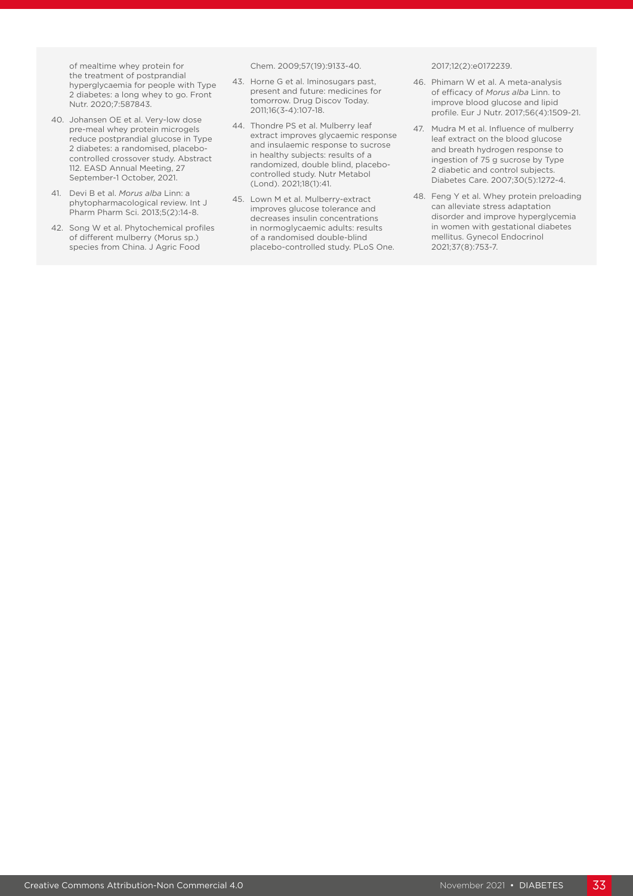of mealtime whey protein for the treatment of postprandial hyperglycaemia for people with Type 2 diabetes: a long whey to go. Front Nutr. 2020;7:587843.

40. Johansen OE et al. Very-low dose pre-meal whey protein microgels reduce postprandial glucose in Type 2 diabetes: a randomised, placebo-controlled crossover study. Abstract 112. EASD Annual Meeting, 27 September-1 October, 2021.
41. Devi B et al. *Morus alba* Linn: a phytopharmacological review. Int J Pharm Pharm Sci. 2013;5(2):14-8.
42. Song W et al. Phytochemical profiles of different mulberry (Morus sp.) species from China. J Agric Food Chem. 2009;57(19):9133-40.
43. Horne G et al. Iminosugars past, present and future: medicines for tomorrow. Drug Discov Today. 2011;16(3-4):107-18.
44. Thondre PS et al. Mulberry leaf extract improves glycaemic response and insulaemic response to sucrose in healthy subjects: results of a randomized, double blind, placebo-controlled study. Nutr Metabol (Lond). 2021;18(1):41.
45. Lown M et al. Mulberry-extract improves glucose tolerance and decreases insulin concentrations in normoglycaemic adults: results of a randomised double-blind placebo-controlled study. PLoS One. 2017;12(2):e0172239.
46. Phimarn W et al. A meta-analysis of efficacy of *Morus alba* Linn. to improve blood glucose and lipid profile. Eur J Nutr. 2017;56(4):1509-21.
47. Mudra M et al. Influence of mulberry leaf extract on the blood glucose and breath hydrogen response to ingestion of 75 g sucrose by Type 2 diabetic and control subjects. Diabetes Care. 2007;30(5):1272-4.
48. Feng Y et al. Whey protein preloading can alleviate stress adaptation disorder and improve hyperglycemia in women with gestational diabetes mellitus. Gynecol Endocrinol 2021;37(8):753-7.